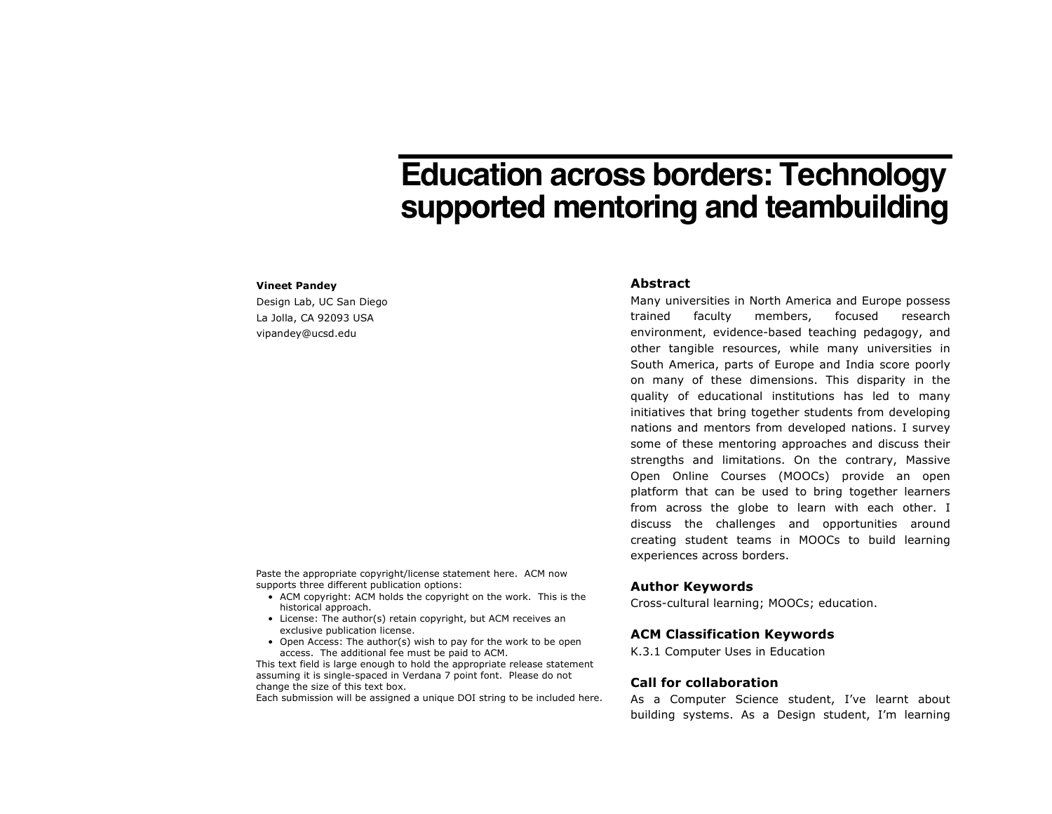# Education across borders: Technology supported mentoring and teambuilding

**Vineet Pandey**
Design Lab, UC San Diego
La Jolla, CA 92093 USA
vipandey@ucsd.edu

Paste the appropriate copyright/license statement here. ACM now supports three different publication options:

- ACM copyright: ACM holds the copyright on the work. This is the historical approach.
- License: The author(s) retain copyright, but ACM receives an exclusive publication license.
- Open Access: The author(s) wish to pay for the work to be open access. The additional fee must be paid to ACM.

This text field is large enough to hold the appropriate release statement assuming it is single-spaced in Verdana 7 point font. Please do not change the size of this text box.
Each submission will be assigned a unique DOI string to be included here.

## Abstract

Many universities in North America and Europe possess trained faculty members, focused research environment, evidence-based teaching pedagogy, and other tangible resources, while many universities in South America, parts of Europe and India score poorly on many of these dimensions. This disparity in the quality of educational institutions has led to many initiatives that bring together students from developing nations and mentors from developed nations. I survey some of these mentoring approaches and discuss their strengths and limitations. On the contrary, Massive Open Online Courses (MOOCs) provide an open platform that can be used to bring together learners from across the globe to learn with each other. I discuss the challenges and opportunities around creating student teams in MOOCs to build learning experiences across borders.

## Author Keywords

Cross-cultural learning; MOOCs; education.

## ACM Classification Keywords

K.3.1 Computer Uses in Education

## Call for collaboration

As a Computer Science student, I've learnt about building systems. As a Design student, I'm learning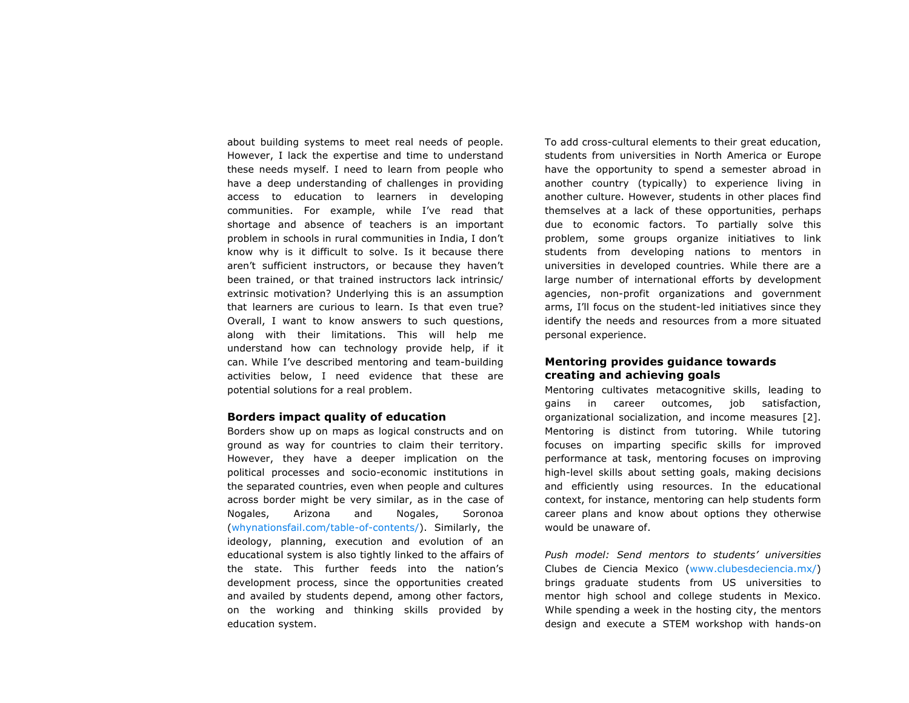about building systems to meet real needs of people. However, I lack the expertise and time to understand these needs myself. I need to learn from people who have a deep understanding of challenges in providing access to education to learners in developing communities. For example, while I've read that shortage and absence of teachers is an important problem in schools in rural communities in India, I don't know why is it difficult to solve. Is it because there aren't sufficient instructors, or because they haven't been trained, or that trained instructors lack intrinsic/ extrinsic motivation? Underlying this is an assumption that learners are curious to learn. Is that even true? Overall, I want to know answers to such questions, along with their limitations. This will help me understand how can technology provide help, if it can. While I've described mentoring and team-building activities below, I need evidence that these are potential solutions for a real problem.

### Borders impact quality of education

Borders show up on maps as logical constructs and on ground as way for countries to claim their territory. However, they have a deeper implication on the political processes and socio-economic institutions in the separated countries, even when people and cultures across border might be very similar, as in the case of Nogales, Arizona and Nogales, Soronoa (whynationsfail.com/table-of-contents/). Similarly, the ideology, planning, execution and evolution of an educational system is also tightly linked to the affairs of the state. This further feeds into the nation's development process, since the opportunities created and availed by students depend, among other factors, on the working and thinking skills provided by education system.

To add cross-cultural elements to their great education, students from universities in North America or Europe have the opportunity to spend a semester abroad in another country (typically) to experience living in another culture. However, students in other places find themselves at a lack of these opportunities, perhaps due to economic factors. To partially solve this problem, some groups organize initiatives to link students from developing nations to mentors in universities in developed countries. While there are a large number of international efforts by development agencies, non-profit organizations and government arms, I'll focus on the student-led initiatives since they identify the needs and resources from a more situated personal experience.

### Mentoring provides guidance towards creating and achieving goals

Mentoring cultivates metacognitive skills, leading to gains in career outcomes, job satisfaction, organizational socialization, and income measures [2]. Mentoring is distinct from tutoring. While tutoring focuses on imparting specific skills for improved performance at task, mentoring focuses on improving high-level skills about setting goals, making decisions and efficiently using resources. In the educational context, for instance, mentoring can help students form career plans and know about options they otherwise would be unaware of.

*Push model: Send mentors to students' universities*
Clubes de Ciencia Mexico (www.clubesdeciencia.mx/) brings graduate students from US universities to mentor high school and college students in Mexico. While spending a week in the hosting city, the mentors design and execute a STEM workshop with hands-on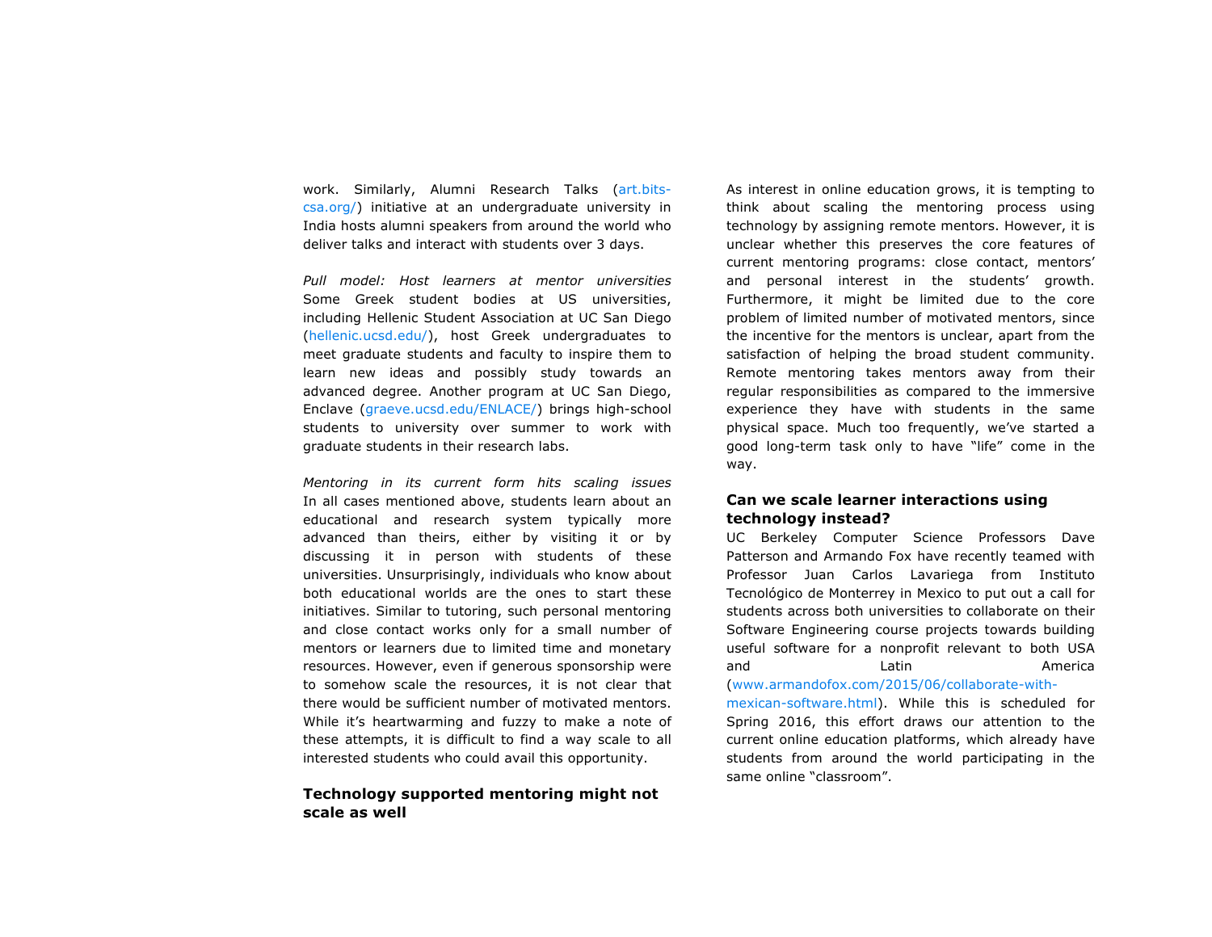work. Similarly, Alumni Research Talks (art.bits-csa.org/) initiative at an undergraduate university in India hosts alumni speakers from around the world who deliver talks and interact with students over 3 days.

*Pull model: Host learners at mentor universities*
Some Greek student bodies at US universities, including Hellenic Student Association at UC San Diego (hellenic.ucsd.edu/), host Greek undergraduates to meet graduate students and faculty to inspire them to learn new ideas and possibly study towards an advanced degree. Another program at UC San Diego, Enclave (graeve.ucsd.edu/ENLACE/) brings high-school students to university over summer to work with graduate students in their research labs.

*Mentoring in its current form hits scaling issues*
In all cases mentioned above, students learn about an educational and research system typically more advanced than theirs, either by visiting it or by discussing it in person with students of these universities. Unsurprisingly, individuals who know about both educational worlds are the ones to start these initiatives. Similar to tutoring, such personal mentoring and close contact works only for a small number of mentors or learners due to limited time and monetary resources. However, even if generous sponsorship were to somehow scale the resources, it is not clear that there would be sufficient number of motivated mentors. While it's heartwarming and fuzzy to make a note of these attempts, it is difficult to find a way scale to all interested students who could avail this opportunity.

### Technology supported mentoring might not scale as well

As interest in online education grows, it is tempting to think about scaling the mentoring process using technology by assigning remote mentors. However, it is unclear whether this preserves the core features of current mentoring programs: close contact, mentors' and personal interest in the students' growth. Furthermore, it might be limited due to the core problem of limited number of motivated mentors, since the incentive for the mentors is unclear, apart from the satisfaction of helping the broad student community. Remote mentoring takes mentors away from their regular responsibilities as compared to the immersive experience they have with students in the same physical space. Much too frequently, we've started a good long-term task only to have "life" come in the way.

### Can we scale learner interactions using technology instead?

UC Berkeley Computer Science Professors Dave Patterson and Armando Fox have recently teamed with Professor Juan Carlos Lavariega from Instituto Tecnológico de Monterrey in Mexico to put out a call for students across both universities to collaborate on their Software Engineering course projects towards building useful software for a nonprofit relevant to both USA and Latin America (www.armandofox.com/2015/06/collaborate-with-mexican-software.html). While this is scheduled for Spring 2016, this effort draws our attention to the current online education platforms, which already have students from around the world participating in the same online "classroom".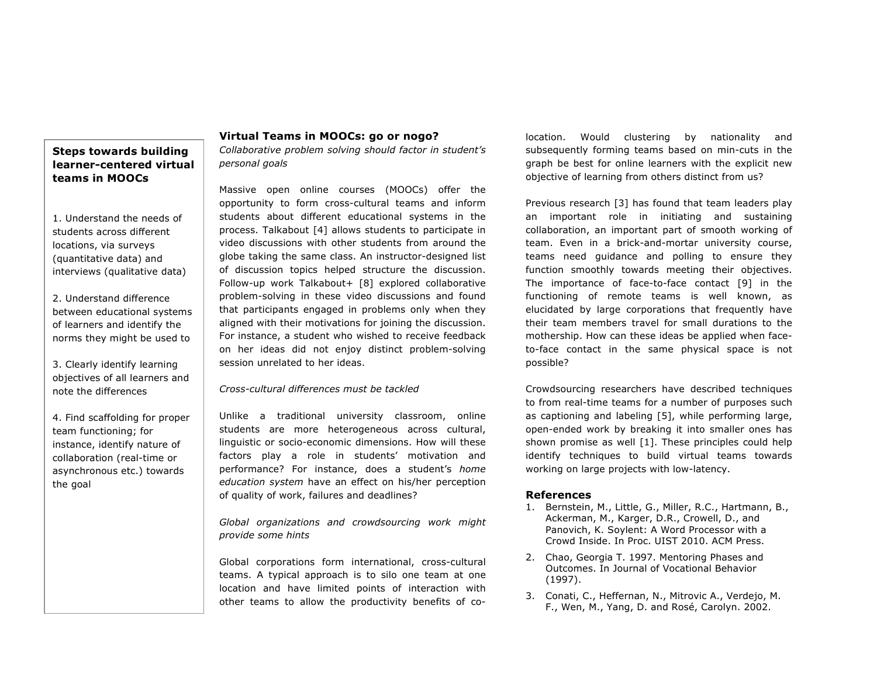**Steps towards building learner-centered virtual teams in MOOCs**

1. Understand the needs of students across different locations, via surveys (quantitative data) and interviews (qualitative data)

2. Understand difference between educational systems of learners and identify the norms they might be used to

3. Clearly identify learning objectives of all learners and note the differences

4. Find scaffolding for proper team functioning; for instance, identify nature of collaboration (real-time or asynchronous etc.) towards the goal

## Virtual Teams in MOOCs: go or nogo?

*Collaborative problem solving should factor in student's personal goals*

Massive open online courses (MOOCs) offer the opportunity to form cross-cultural teams and inform students about different educational systems in the process. Talkabout [4] allows students to participate in video discussions with other students from around the globe taking the same class. An instructor-designed list of discussion topics helped structure the discussion. Follow-up work Talkabout+ [8] explored collaborative problem-solving in these video discussions and found that participants engaged in problems only when they aligned with their motivations for joining the discussion. For instance, a student who wished to receive feedback on her ideas did not enjoy distinct problem-solving session unrelated to her ideas.

*Cross-cultural differences must be tackled*

Unlike a traditional university classroom, online students are more heterogeneous across cultural, linguistic or socio-economic dimensions. How will these factors play a role in students' motivation and performance? For instance, does a student's *home education system* have an effect on his/her perception of quality of work, failures and deadlines?

*Global organizations and crowdsourcing work might provide some hints*

Global corporations form international, cross-cultural teams. A typical approach is to silo one team at one location and have limited points of interaction with other teams to allow the productivity benefits of co-location. Would clustering by nationality and subsequently forming teams based on min-cuts in the graph be best for online learners with the explicit new objective of learning from others distinct from us?

Previous research [3] has found that team leaders play an important role in initiating and sustaining collaboration, an important part of smooth working of team. Even in a brick-and-mortar university course, teams need guidance and polling to ensure they function smoothly towards meeting their objectives. The importance of face-to-face contact [9] in the functioning of remote teams is well known, as elucidated by large corporations that frequently have their team members travel for small durations to the mothership. How can these ideas be applied when face-to-face contact in the same physical space is not possible?

Crowdsourcing researchers have described techniques to from real-time teams for a number of purposes such as captioning and labeling [5], while performing large, open-ended work by breaking it into smaller ones has shown promise as well [1]. These principles could help identify techniques to build virtual teams towards working on large projects with low-latency.

### References

1. Bernstein, M., Little, G., Miller, R.C., Hartmann, B., Ackerman, M., Karger, D.R., Crowell, D., and Panovich, K. Soylent: A Word Processor with a Crowd Inside. In Proc. UIST 2010. ACM Press.
2. Chao, Georgia T. 1997. Mentoring Phases and Outcomes. In Journal of Vocational Behavior (1997).
3. Conati, C., Heffernan, N., Mitrovic A., Verdejo, M. F., Wen, M., Yang, D. and Rosé, Carolyn. 2002.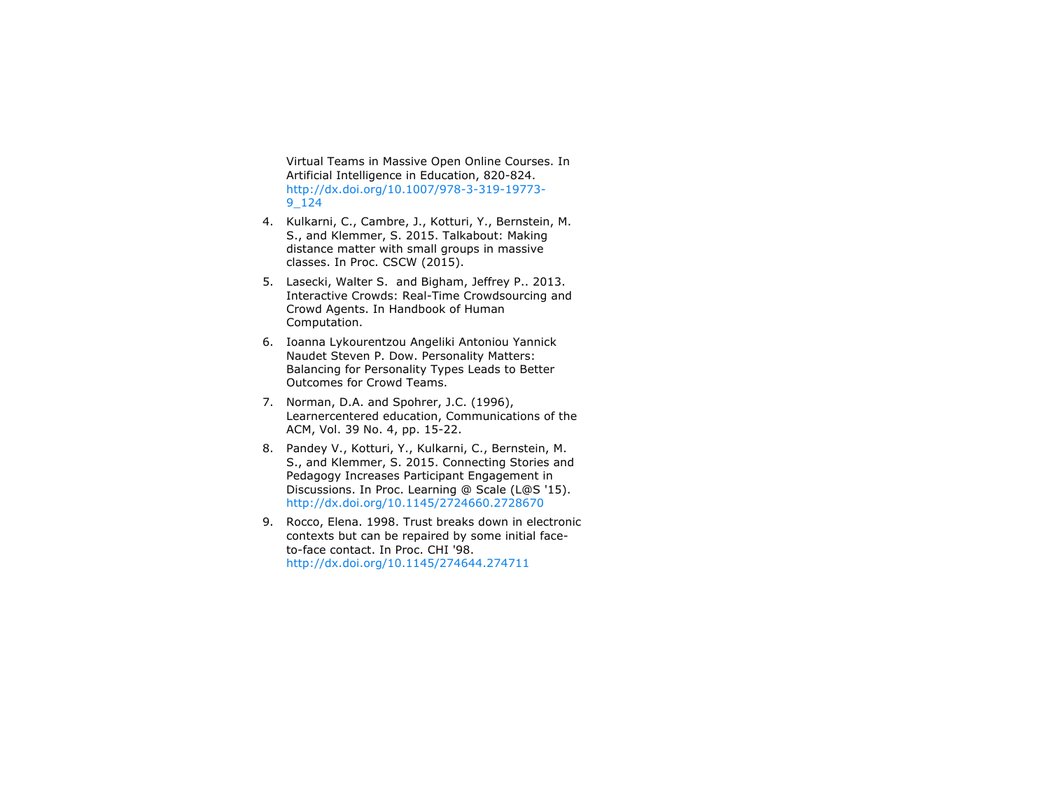Virtual Teams in Massive Open Online Courses. In Artificial Intelligence in Education, 820-824. http://dx.doi.org/10.1007/978-3-319-19773-9_124

4. Kulkarni, C., Cambre, J., Kotturi, Y., Bernstein, M. S., and Klemmer, S. 2015. Talkabout: Making distance matter with small groups in massive classes. In Proc. CSCW (2015).

5. Lasecki, Walter S. and Bigham, Jeffrey P.. 2013. Interactive Crowds: Real-Time Crowdsourcing and Crowd Agents. In Handbook of Human Computation.

6. Ioanna Lykourentzou Angeliki Antoniou Yannick Naudet Steven P. Dow. Personality Matters: Balancing for Personality Types Leads to Better Outcomes for Crowd Teams.

7. Norman, D.A. and Spohrer, J.C. (1996), Learnercentered education, Communications of the ACM, Vol. 39 No. 4, pp. 15-22.

8. Pandey V., Kotturi, Y., Kulkarni, C., Bernstein, M. S., and Klemmer, S. 2015. Connecting Stories and Pedagogy Increases Participant Engagement in Discussions. In Proc. Learning @ Scale (L@S '15). http://dx.doi.org/10.1145/2724660.2728670

9. Rocco, Elena. 1998. Trust breaks down in electronic contexts but can be repaired by some initial face-to-face contact. In Proc. CHI '98. http://dx.doi.org/10.1145/274644.274711